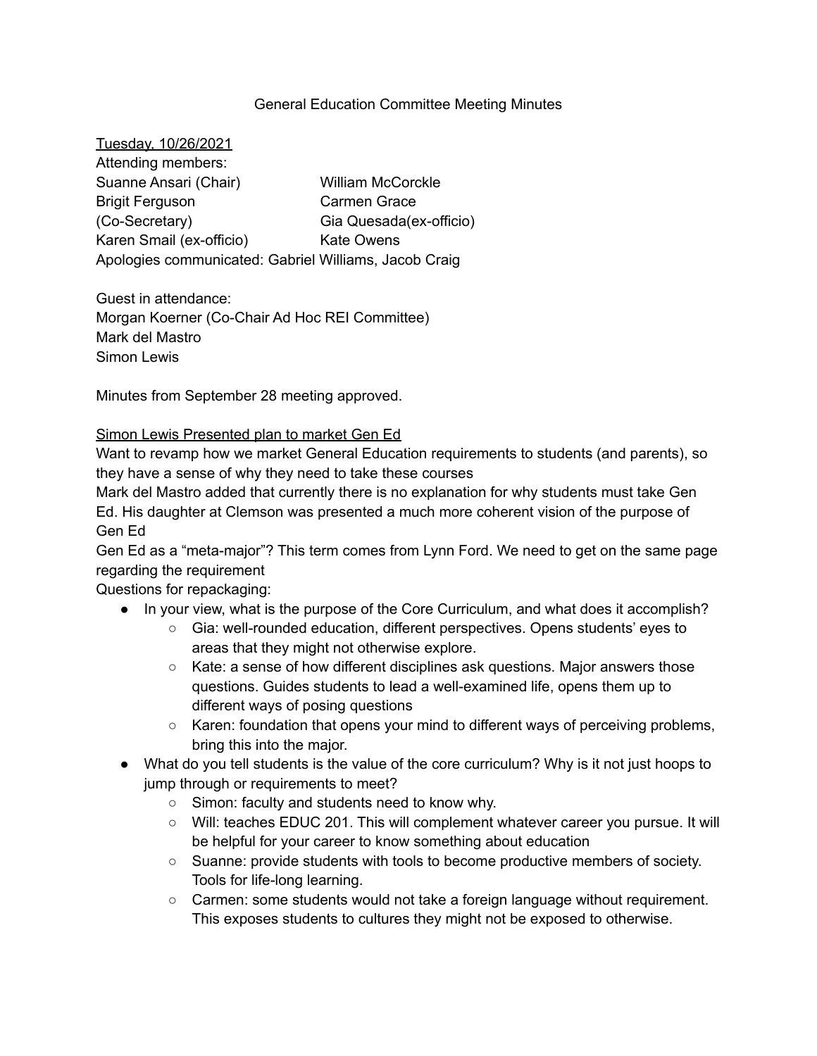General Education Committee Meeting Minutes

Tuesday, 10/26/2021

Attending members:

Suanne Ansari (Chair)
Brigit Ferguson (Co-Secretary)
Karen Smail (ex-officio)
William McCorckle
Carmen Grace
Gia Quesada(ex-officio)
Kate Owens

Apologies communicated: Gabriel Williams, Jacob Craig

Guest in attendance:
Morgan Koerner (Co-Chair Ad Hoc REI Committee)
Mark del Mastro
Simon Lewis

Minutes from September 28 meeting approved.

Simon Lewis Presented plan to market Gen Ed

Want to revamp how we market General Education requirements to students (and parents), so they have a sense of why they need to take these courses

Mark del Mastro added that currently there is no explanation for why students must take Gen Ed. His daughter at Clemson was presented a much more coherent vision of the purpose of Gen Ed

Gen Ed as a "meta-major"? This term comes from Lynn Ford. We need to get on the same page regarding the requirement

Questions for repackaging:

- In your view, what is the purpose of the Core Curriculum, and what does it accomplish?
  - Gia: well-rounded education, different perspectives. Opens students' eyes to areas that they might not otherwise explore.
  - Kate: a sense of how different disciplines ask questions. Major answers those questions. Guides students to lead a well-examined life, opens them up to different ways of posing questions
  - Karen: foundation that opens your mind to different ways of perceiving problems, bring this into the major.
- What do you tell students is the value of the core curriculum? Why is it not just hoops to jump through or requirements to meet?
  - Simon: faculty and students need to know why.
  - Will: teaches EDUC 201. This will complement whatever career you pursue. It will be helpful for your career to know something about education
  - Suanne: provide students with tools to become productive members of society. Tools for life-long learning.
  - Carmen: some students would not take a foreign language without requirement. This exposes students to cultures they might not be exposed to otherwise.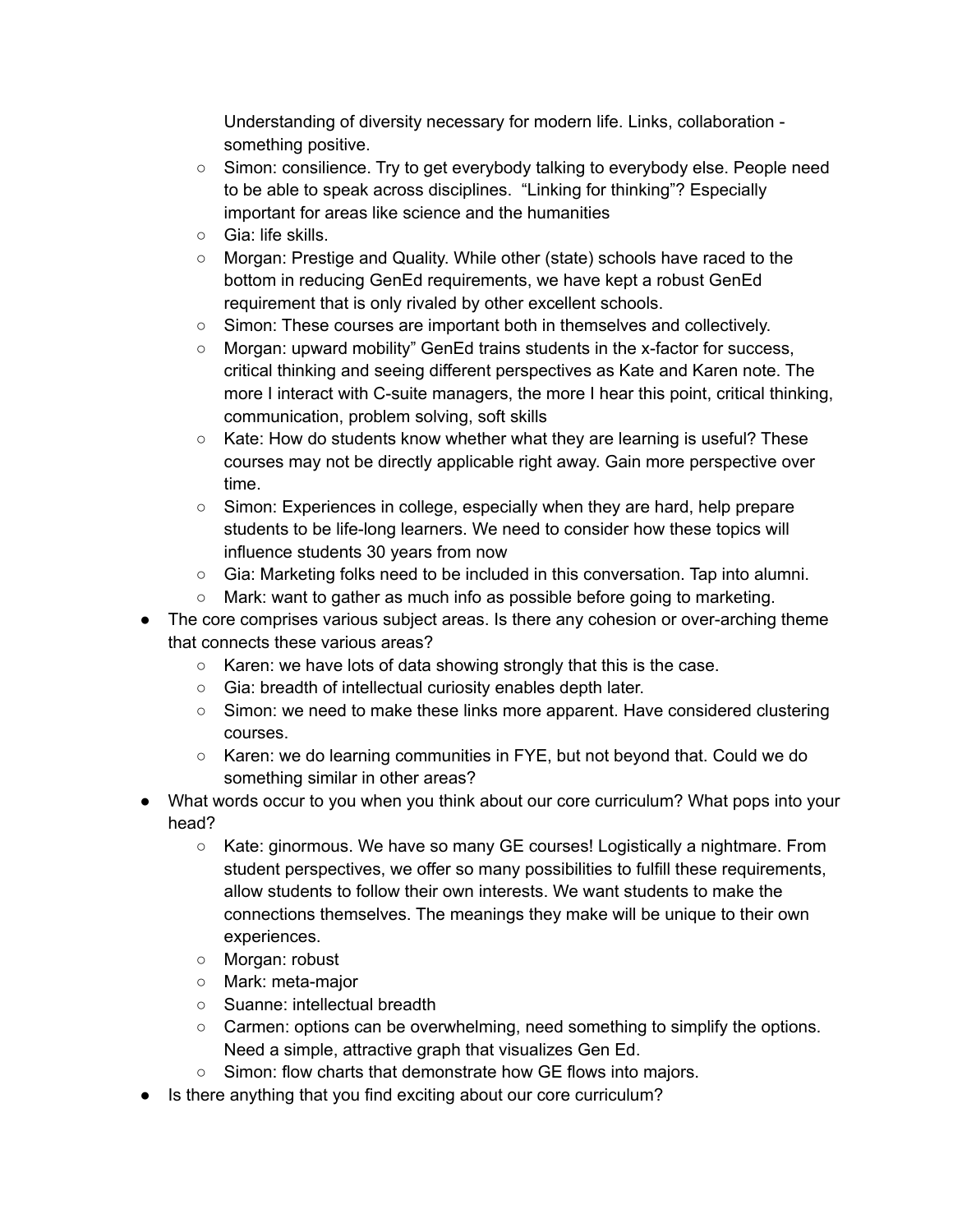Understanding of diversity necessary for modern life. Links, collaboration - something positive.
  - Simon: consilience. Try to get everybody talking to everybody else. People need to be able to speak across disciplines.  “Linking for thinking”? Especially important for areas like science and the humanities
  - Gia: life skills.
  - Morgan: Prestige and Quality. While other (state) schools have raced to the bottom in reducing GenEd requirements, we have kept a robust GenEd requirement that is only rivaled by other excellent schools.
  - Simon: These courses are important both in themselves and collectively.
  - Morgan: upward mobility” GenEd trains students in the x-factor for success, critical thinking and seeing different perspectives as Kate and Karen note. The more I interact with C-suite managers, the more I hear this point, critical thinking, communication, problem solving, soft skills
  - Kate: How do students know whether what they are learning is useful? These courses may not be directly applicable right away. Gain more perspective over time.
  - Simon: Experiences in college, especially when they are hard, help prepare students to be life-long learners. We need to consider how these topics will influence students 30 years from now
  - Gia: Marketing folks need to be included in this conversation. Tap into alumni.
  - Mark: want to gather as much info as possible before going to marketing.
- The core comprises various subject areas. Is there any cohesion or over-arching theme that connects these various areas?
  - Karen: we have lots of data showing strongly that this is the case.
  - Gia: breadth of intellectual curiosity enables depth later.
  - Simon: we need to make these links more apparent. Have considered clustering courses.
  - Karen: we do learning communities in FYE, but not beyond that. Could we do something similar in other areas?
- What words occur to you when you think about our core curriculum? What pops into your head?
  - Kate: ginormous. We have so many GE courses! Logistically a nightmare. From student perspectives, we offer so many possibilities to fulfill these requirements, allow students to follow their own interests. We want students to make the connections themselves. The meanings they make will be unique to their own experiences.
  - Morgan: robust
  - Mark: meta-major
  - Suanne: intellectual breadth
  - Carmen: options can be overwhelming, need something to simplify the options. Need a simple, attractive graph that visualizes Gen Ed.
  - Simon: flow charts that demonstrate how GE flows into majors.
- Is there anything that you find exciting about our core curriculum?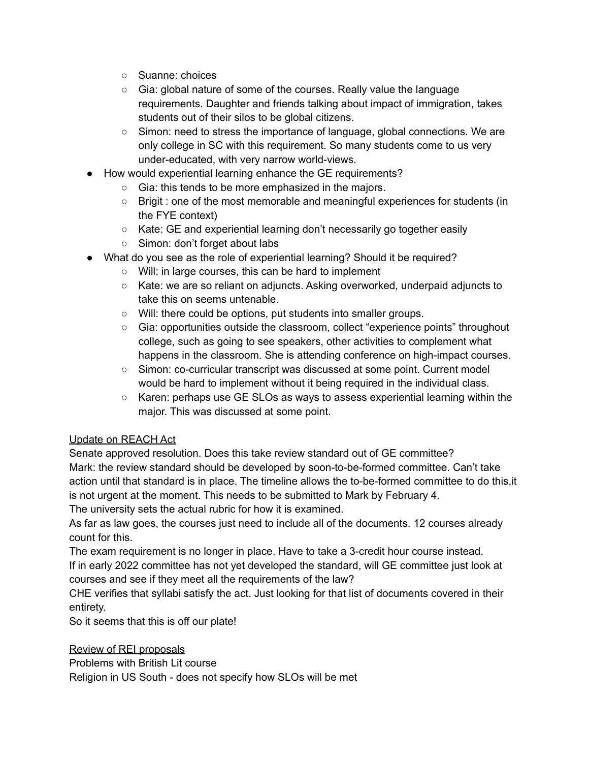- Suanne: choices
    - Gia: global nature of some of the courses. Really value the language requirements. Daughter and friends talking about impact of immigration, takes students out of their silos to be global citizens.
    - Simon: need to stress the importance of language, global connections. We are only college in SC with this requirement. So many students come to us very under-educated, with very narrow world-views.
- How would experiential learning enhance the GE requirements?
    - Gia: this tends to be more emphasized in the majors.
    - Brigit : one of the most memorable and meaningful experiences for students (in the FYE context)
    - Kate: GE and experiential learning don't necessarily go together easily
    - Simon: don't forget about labs
- What do you see as the role of experiential learning? Should it be required?
    - Will: in large courses, this can be hard to implement
    - Kate: we are so reliant on adjuncts. Asking overworked, underpaid adjuncts to take this on seems untenable.
    - Will: there could be options, put students into smaller groups.
    - Gia: opportunities outside the classroom, collect "experience points" throughout college, such as going to see speakers, other activities to complement what happens in the classroom. She is attending conference on high-impact courses.
    - Simon: co-curricular transcript was discussed at some point. Current model would be hard to implement without it being required in the individual class.
    - Karen: perhaps use GE SLOs as ways to assess experiential learning within the major. This was discussed at some point.

<u>Update on REACH Act</u>

Senate approved resolution. Does this take review standard out of GE committee?

Mark: the review standard should be developed by soon-to-be-formed committee. Can't take action until that standard is in place. The timeline allows the to-be-formed committee to do this,it is not urgent at the moment. This needs to be submitted to Mark by February 4.

The university sets the actual rubric for how it is examined.

As far as law goes, the courses just need to include all of the documents. 12 courses already count for this.

The exam requirement is no longer in place. Have to take a 3-credit hour course instead.

If in early 2022 committee has not yet developed the standard, will GE committee just look at courses and see if they meet all the requirements of the law?

CHE verifies that syllabi satisfy the act. Just looking for that list of documents covered in their entirety.

So it seems that this is off our plate!

<u>Review of REI proposals</u>

Problems with British Lit course

Religion in US South - does not specify how SLOs will be met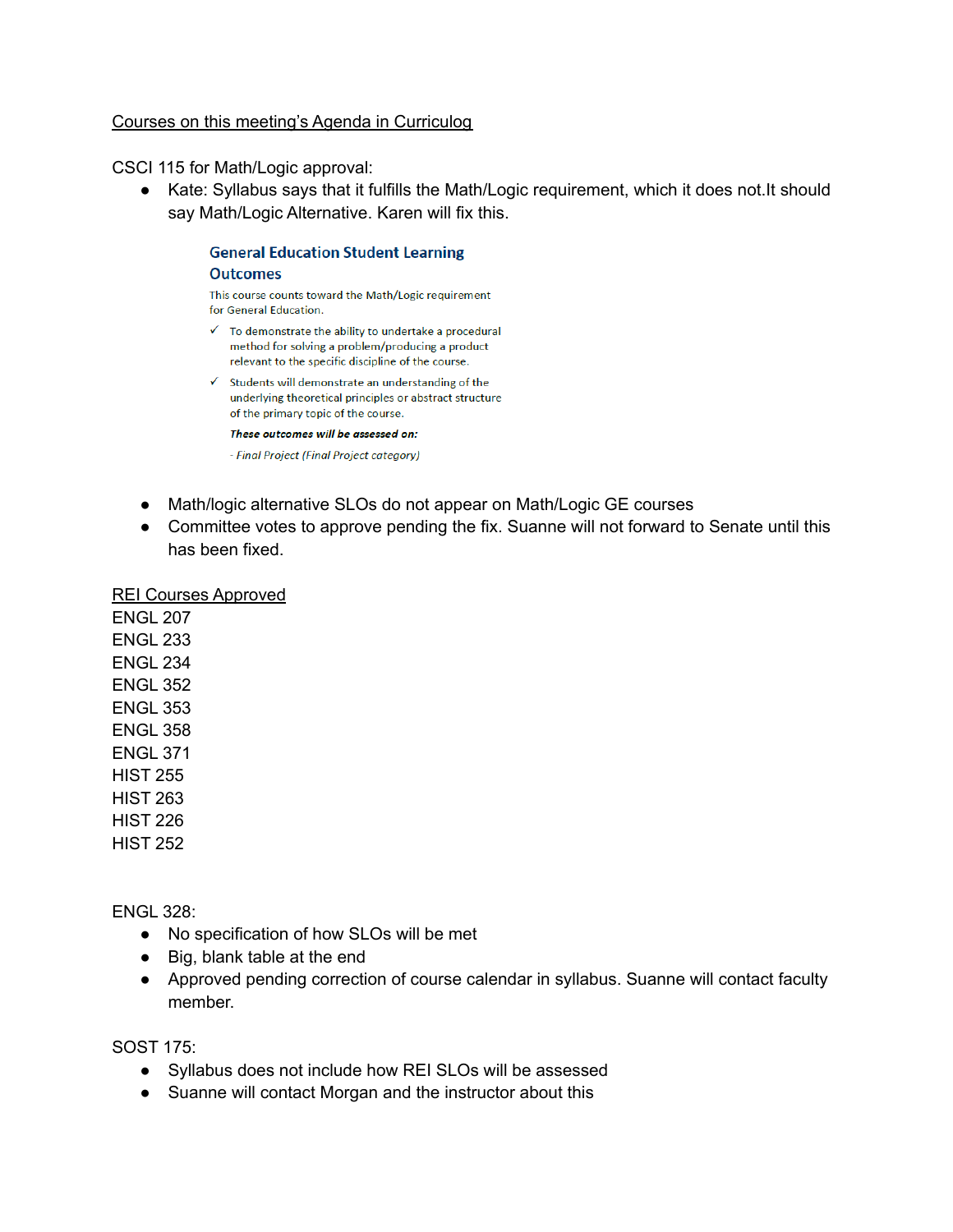Courses on this meeting's Agenda in Curriculog

CSCI 115 for Math/Logic approval:

- Kate: Syllabus says that it fulfills the Math/Logic requirement, which it does not.It should say Math/Logic Alternative. Karen will fix this.

  **General Education Student Learning Outcomes**

  This course counts toward the Math/Logic requirement for General Education.

  ✓ To demonstrate the ability to undertake a procedural method for solving a problem/producing a product relevant to the specific discipline of the course.

  ✓ Students will demonstrate an understanding of the underlying theoretical principles or abstract structure of the primary topic of the course.

  ***These outcomes will be assessed on:***

  *- Final Project (Final Project category)*

- Math/logic alternative SLOs do not appear on Math/Logic GE courses
- Committee votes to approve pending the fix. Suanne will not forward to Senate until this has been fixed.

REI Courses Approved

ENGL 207
ENGL 233
ENGL 234
ENGL 352
ENGL 353
ENGL 358
ENGL 371
HIST 255
HIST 263
HIST 226
HIST 252

ENGL 328:

- No specification of how SLOs will be met
- Big, blank table at the end
- Approved pending correction of course calendar in syllabus. Suanne will contact faculty member.

SOST 175:

- Syllabus does not include how REI SLOs will be assessed
- Suanne will contact Morgan and the instructor about this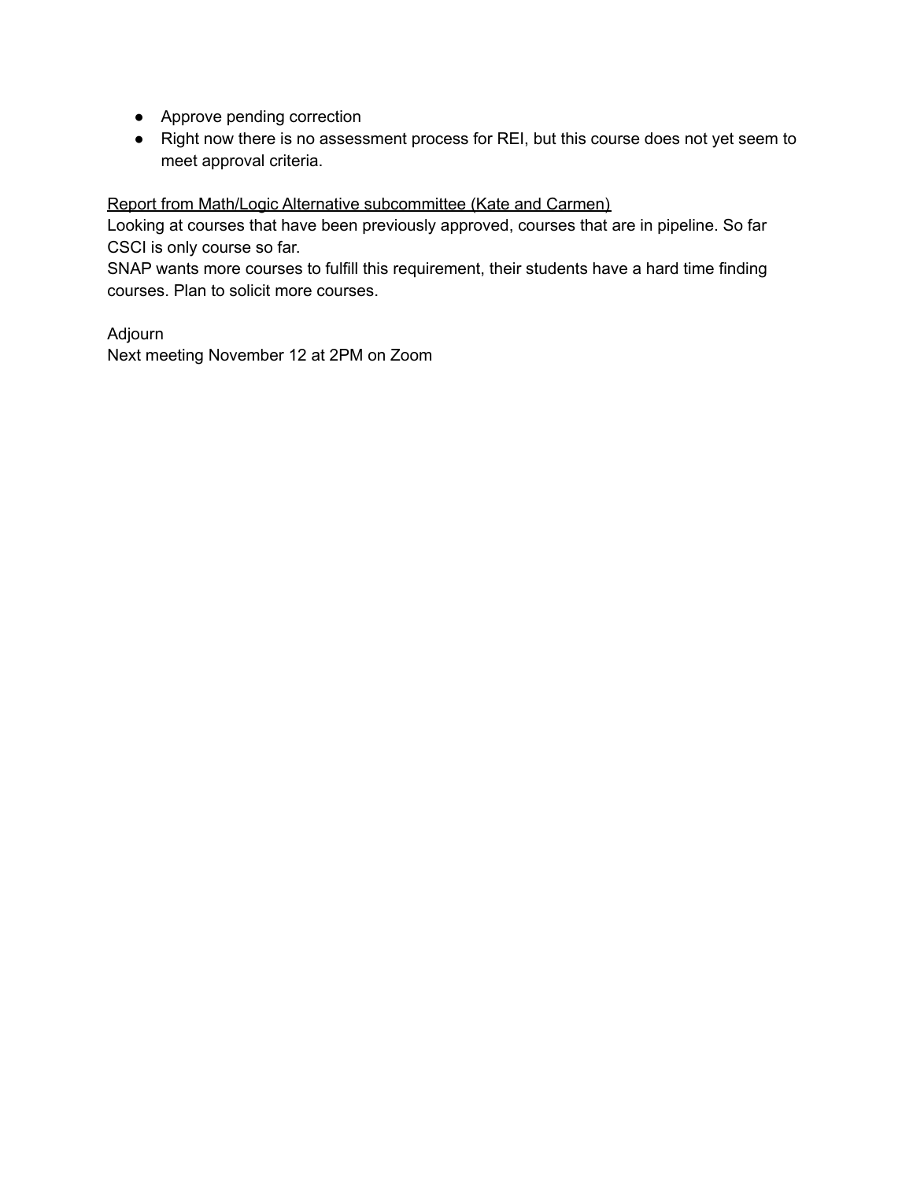- Approve pending correction
- Right now there is no assessment process for REI, but this course does not yet seem to meet approval criteria.

<u>Report from Math/Logic Alternative subcommittee (Kate and Carmen)</u>

Looking at courses that have been previously approved, courses that are in pipeline. So far CSCI is only course so far.

SNAP wants more courses to fulfill this requirement, their students have a hard time finding courses. Plan to solicit more courses.

Adjourn

Next meeting November 12 at 2PM on Zoom